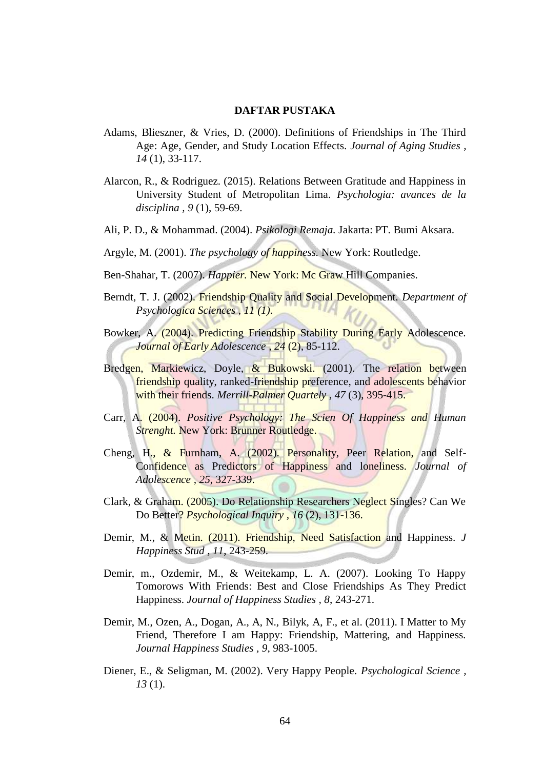# DAFTAR PUSTAKA

Adams, Blieszner, & Vries, D. (2000). Definitions of Friendships in The Third Age: Age, Gender, and Study Location Effects. *Journal of Aging Studies , 14* (1), 33-117.

Alarcon, R., & Rodriguez. (2015). Relations Between Gratitude and Happiness in University Student of Metropolitan Lima. *Psychologia: avances de la disciplina , 9* (1), 59-69.

Ali, P. D., & Mohammad. (2004). *Psikologi Remaja.* Jakarta: PT. Bumi Aksara.

Argyle, M. (2001). *The psychology of happiness.* New York: Routledge.

Ben-Shahar, T. (2007). *Happier.* New York: Mc Graw Hill Companies.

Berndt, T. J. (2002). Friendship Quality and Social Development. *Department of Psychologica Sciences , 11 (1).*

Bowker, A. (2004). Predicting Friendship Stability During Early Adolescence. *Journal of Early Adolescence , 24* (2), 85-112.

Bredgen, Markiewicz, Doyle, & Bukowski. (2001). The relation between friendship quality, ranked-friendship preference, and adolescents behavior with their friends. *Merrill-Palmer Quartely , 47* (3), 395-415.

Carr, A. (2004). *Positive Psychology: The Scien Of Happiness and Human Strenght.* New York: Brunner Routledge.

Cheng, H., & Furnham, A. (2002). Personality, Peer Relation, and Self-Confidence as Predictors of Happiness and loneliness. *Journal of Adolescence , 25*, 327-339.

Clark, & Graham. (2005). Do Relationship Researchers Neglect Singles? Can We Do Better? *Psychological Inquiry , 16* (2), 131-136.

Demir, M., & Metin. (2011). Friendship, Need Satisfaction and Happiness. *J Happiness Stud , 11*, 243-259.

Demir, m., Ozdemir, M., & Weitekamp, L. A. (2007). Looking To Happy Tomorows With Friends: Best and Close Friendships As They Predict Happiness. *Journal of Happiness Studies , 8*, 243-271.

Demir, M., Ozen, A., Dogan, A., A, N., Bilyk, A, F., et al. (2011). I Matter to My Friend, Therefore I am Happy: Friendship, Mattering, and Happiness. *Journal Happiness Studies , 9*, 983-1005.

Diener, E., & Seligman, M. (2002). Very Happy People. *Psychological Science , 13* (1).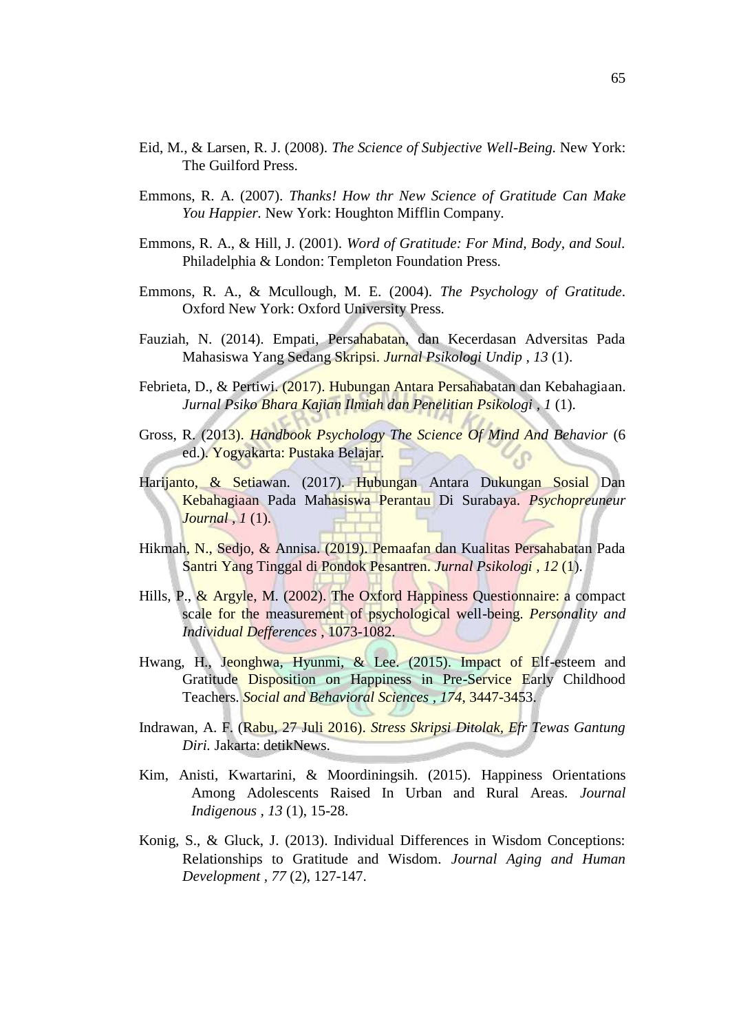Eid, M., & Larsen, R. J. (2008). *The Science of Subjective Well-Being.* New York: The Guilford Press.

Emmons, R. A. (2007). *Thanks! How thr New Science of Gratitude Can Make You Happier.* New York: Houghton Mifflin Company.

Emmons, R. A., & Hill, J. (2001). *Word of Gratitude: For Mind, Body, and Soul.* Philadelphia & London: Templeton Foundation Press.

Emmons, R. A., & Mcullough, M. E. (2004). *The Psychology of Gratitude*. Oxford New York: Oxford University Press.

Fauziah, N. (2014). Empati, Persahabatan, dan Kecerdasan Adversitas Pada Mahasiswa Yang Sedang Skripsi. *Jurnal Psikologi Undip , 13* (1).

Febrieta, D., & Pertiwi. (2017). Hubungan Antara Persahabatan dan Kebahagiaan. *Jurnal Psiko Bhara Kajian Ilmiah dan Penelitian Psikologi , 1* (1).

Gross, R. (2013). *Handbook Psychology The Science Of Mind And Behavior* (6 ed.). Yogyakarta: Pustaka Belajar.

Harijanto, & Setiawan. (2017). Hubungan Antara Dukungan Sosial Dan Kebahagiaan Pada Mahasiswa Perantau Di Surabaya. *Psychopreuneur Journal , 1* (1).

Hikmah, N., Sedjo, & Annisa. (2019). Pemaafan dan Kualitas Persahabatan Pada Santri Yang Tinggal di Pondok Pesantren. *Jurnal Psikologi , 12* (1).

Hills, P., & Argyle, M. (2002). The Oxford Happiness Questionnaire: a compact scale for the measurement of psychological well-being. *Personality and Individual Defferences* , 1073-1082.

Hwang, H., Jeonghwa, Hyunmi, & Lee. (2015). Impact of Elf-esteem and Gratitude Disposition on Happiness in Pre-Service Early Childhood Teachers. *Social and Behavioral Sciences , 174*, 3447-3453.

Indrawan, A. F. (Rabu, 27 Juli 2016). *Stress Skripsi Ditolak, Efr Tewas Gantung Diri.* Jakarta: detikNews.

Kim, Anisti, Kwartarini, & Moordiningsih. (2015). Happiness Orientations Among Adolescents Raised In Urban and Rural Areas. *Journal Indigenous , 13* (1), 15-28.

Konig, S., & Gluck, J. (2013). Individual Differences in Wisdom Conceptions: Relationships to Gratitude and Wisdom. *Journal Aging and Human Development , 77* (2), 127-147.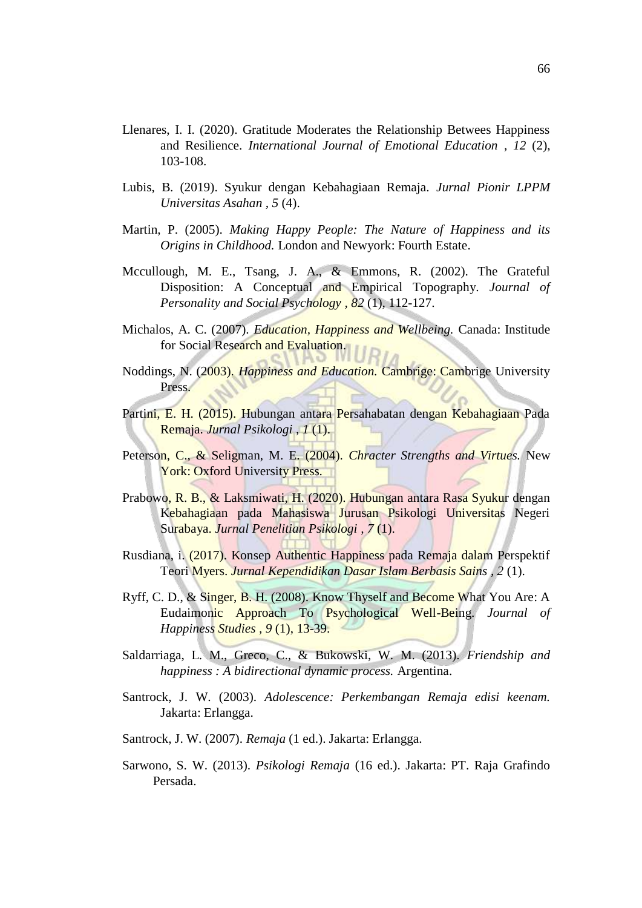Llenares, I. I. (2020). Gratitude Moderates the Relationship Betwees Happiness and Resilience. *International Journal of Emotional Education , 12* (2), 103-108.

Lubis, B. (2019). Syukur dengan Kebahagiaan Remaja. *Jurnal Pionir LPPM Universitas Asahan , 5* (4).

Martin, P. (2005). *Making Happy People: The Nature of Happiness and its Origins in Childhood.* London and Newyork: Fourth Estate.

Mccullough, M. E., Tsang, J. A., & Emmons, R. (2002). The Grateful Disposition: A Conceptual and Empirical Topography. *Journal of Personality and Social Psychology , 82* (1), 112-127.

Michalos, A. C. (2007). *Education, Happiness and Wellbeing.* Canada: Institute for Social Research and Evaluation.

Noddings, N. (2003). *Happiness and Education.* Cambrige: Cambrige University Press.

Partini, E. H. (2015). Hubungan antara Persahabatan dengan Kebahagiaan Pada Remaja. *Jurnal Psikologi , 1* (1).

Peterson, C., & Seligman, M. E. (2004). *Chracter Strengths and Virtues.* New York: Oxford University Press.

Prabowo, R. B., & Laksmiwati, H. (2020). Hubungan antara Rasa Syukur dengan Kebahagiaan pada Mahasiswa Jurusan Psikologi Universitas Negeri Surabaya. *Jurnal Penelitian Psikologi , 7* (1).

Rusdiana, i. (2017). Konsep Authentic Happiness pada Remaja dalam Perspektif Teori Myers. *Jurnal Kependidikan Dasar Islam Berbasis Sains , 2* (1).

Ryff, C. D., & Singer, B. H. (2008). Know Thyself and Become What You Are: A Eudaimonic Approach To Psychological Well-Being. *Journal of Happiness Studies , 9* (1), 13-39.

Saldarriaga, L. M., Greco, C., & Bukowski, W. M. (2013). *Friendship and happiness : A bidirectional dynamic process.* Argentina.

Santrock, J. W. (2003). *Adolescence: Perkembangan Remaja edisi keenam.* Jakarta: Erlangga.

Santrock, J. W. (2007). *Remaja* (1 ed.). Jakarta: Erlangga.

Sarwono, S. W. (2013). *Psikologi Remaja* (16 ed.). Jakarta: PT. Raja Grafindo Persada.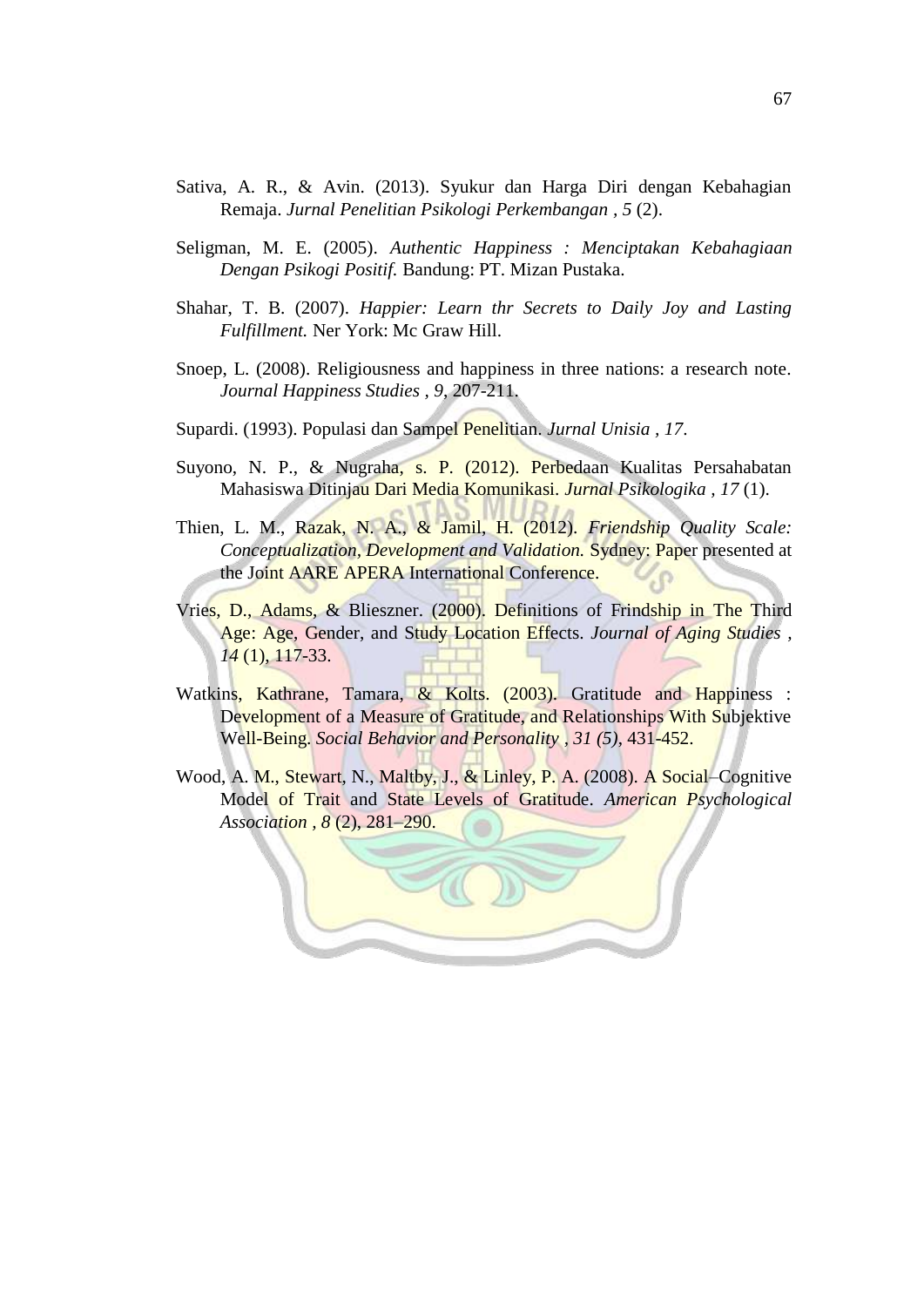Sativa, A. R., & Avin. (2013). Syukur dan Harga Diri dengan Kebahagian Remaja. *Jurnal Penelitian Psikologi Perkembangan , 5* (2).

Seligman, M. E. (2005). *Authentic Happiness : Menciptakan Kebahagiaan Dengan Psikogi Positif.* Bandung: PT. Mizan Pustaka.

Shahar, T. B. (2007). *Happier: Learn thr Secrets to Daily Joy and Lasting Fulfillment.* Ner York: Mc Graw Hill.

Snoep, L. (2008). Religiousness and happiness in three nations: a research note. *Journal Happiness Studies , 9*, 207-211.

Supardi. (1993). Populasi dan Sampel Penelitian. *Jurnal Unisia , 17*.

Suyono, N. P., & Nugraha, s. P. (2012). Perbedaan Kualitas Persahabatan Mahasiswa Ditinjau Dari Media Komunikasi. *Jurnal Psikologika , 17* (1).

Thien, L. M., Razak, N. A., & Jamil, H. (2012). *Friendship Quality Scale: Conceptualization, Development and Validation.* Sydney: Paper presented at the Joint AARE APERA International Conference.

Vries, D., Adams, & Blieszner. (2000). Definitions of Frindship in The Third Age: Age, Gender, and Study Location Effects. *Journal of Aging Studies , 14* (1), 117-33.

Watkins, Kathrane, Tamara, & Kolts. (2003). Gratitude and Happiness : Development of a Measure of Gratitude, and Relationships With Subjektive Well-Being. *Social Behavior and Personality , 31 (5)*, 431-452.

Wood, A. M., Stewart, N., Maltby, J., & Linley, P. A. (2008). A Social–Cognitive Model of Trait and State Levels of Gratitude. *American Psychological Association , 8* (2), 281–290.